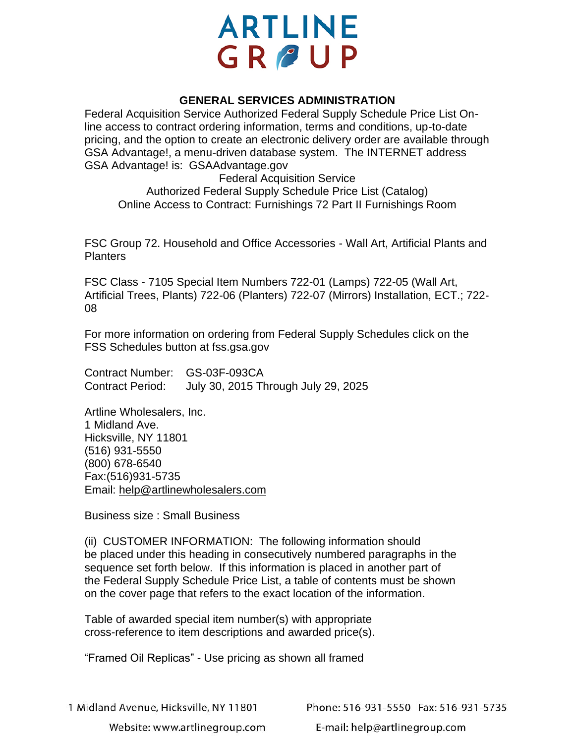# ARTLINE GROUP

## GENERAL SERVICES ADMINISTRATION

Federal Acquisition Service Authorized Federal Supply Schedule Price List On-line access to contract ordering information, terms and conditions, up-to-date pricing, and the option to create an electronic delivery order are available through GSA Advantage!, a menu-driven database system. The INTERNET address GSA Advantage! is: GSAAdvantage.gov

Federal Acquisition Service
Authorized Federal Supply Schedule Price List (Catalog)
Online Access to Contract: Furnishings 72 Part II Furnishings Room

FSC Group 72. Household and Office Accessories - Wall Art, Artificial Plants and Planters

FSC Class - 7105 Special Item Numbers 722-01 (Lamps) 722-05 (Wall Art, Artificial Trees, Plants) 722-06 (Planters) 722-07 (Mirrors) Installation, ECT.; 722-08

For more information on ordering from Federal Supply Schedules click on the FSS Schedules button at fss.gsa.gov

Contract Number: GS-03F-093CA
Contract Period: July 30, 2015 Through July 29, 2025

Artline Wholesalers, Inc.
1 Midland Ave.
Hicksville, NY 11801
(516) 931-5550
(800) 678-6540
Fax:(516)931-5735
Email: help@artlinewholesalers.com

Business size : Small Business

(ii) CUSTOMER INFORMATION: The following information should be placed under this heading in consecutively numbered paragraphs in the sequence set forth below. If this information is placed in another part of the Federal Supply Schedule Price List, a table of contents must be shown on the cover page that refers to the exact location of the information.

Table of awarded special item number(s) with appropriate cross-reference to item descriptions and awarded price(s).

"Framed Oil Replicas" - Use pricing as shown all framed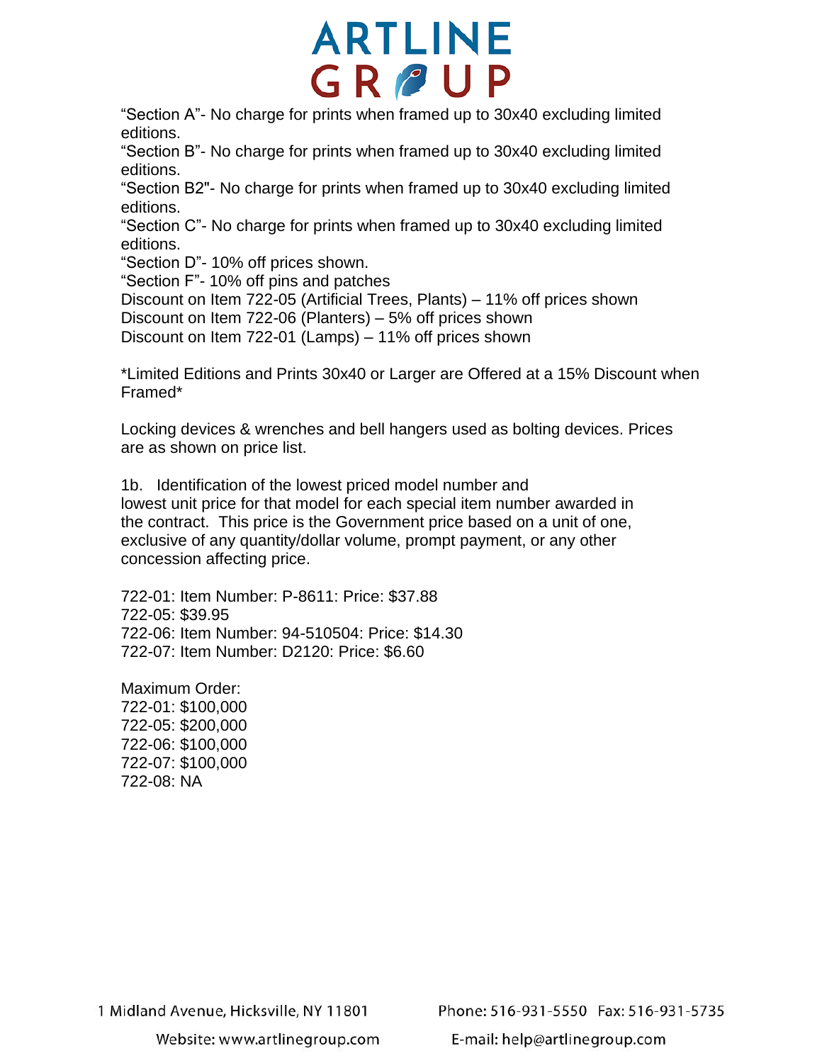"Section A"- No charge for prints when framed up to 30x40 excluding limited editions.
"Section B"- No charge for prints when framed up to 30x40 excluding limited editions.
"Section B2"- No charge for prints when framed up to 30x40 excluding limited editions.
"Section C"- No charge for prints when framed up to 30x40 excluding limited editions.
"Section D"- 10% off prices shown.
"Section F"- 10% off pins and patches
Discount on Item 722-05 (Artificial Trees, Plants) – 11% off prices shown
Discount on Item 722-06 (Planters) – 5% off prices shown
Discount on Item 722-01 (Lamps) – 11% off prices shown

*Limited Editions and Prints 30x40 or Larger are Offered at a 15% Discount when Framed*

Locking devices & wrenches and bell hangers used as bolting devices. Prices are as shown on price list.

1b. Identification of the lowest priced model number and lowest unit price for that model for each special item number awarded in the contract. This price is the Government price based on a unit of one, exclusive of any quantity/dollar volume, prompt payment, or any other concession affecting price.

722-01: Item Number: P-8611: Price: $37.88
722-05: $39.95
722-06: Item Number: 94-510504: Price: $14.30
722-07: Item Number: D2120: Price: $6.60

Maximum Order:
722-01: $100,000
722-05: $200,000
722-06: $100,000
722-07: $100,000
722-08: NA